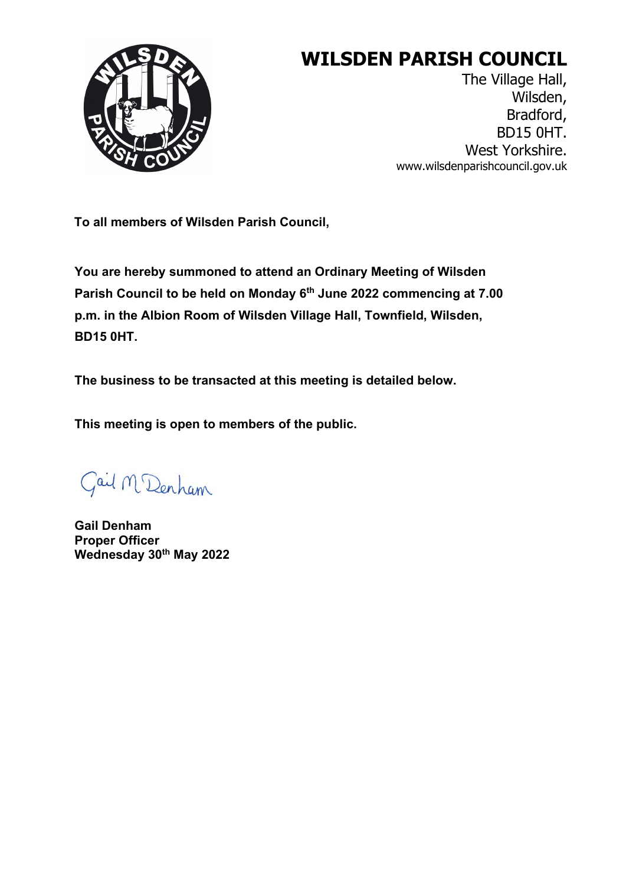# WILSDEN PARISH COUNCIL

The Village Hall,
Wilsden,
Bradford,
BD15 0HT.
West Yorkshire.
www.wilsdenparishcouncil.gov.uk

**To all members of Wilsden Parish Council,**

**You are hereby summoned to attend an Ordinary Meeting of Wilsden Parish Council to be held on Monday 6th June 2022 commencing at 7.00 p.m. in the Albion Room of Wilsden Village Hall, Townfield, Wilsden, BD15 0HT.**

**The business to be transacted at this meeting is detailed below.**

**This meeting is open to members of the public.**

Gail M Denham

**Gail Denham**
**Proper Officer**
**Wednesday 30th May 2022**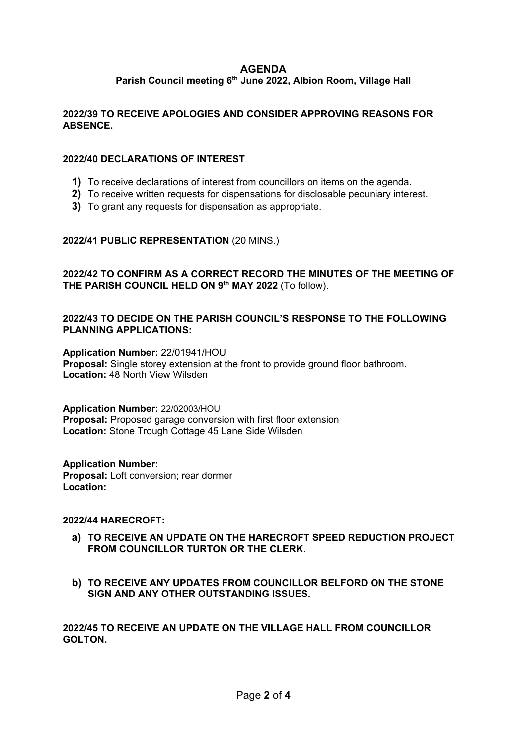# AGENDA

## Parish Council meeting 6th June 2022, Albion Room, Village Hall

**2022/39 TO RECEIVE APOLOGIES AND CONSIDER APPROVING REASONS FOR ABSENCE.**

**2022/40 DECLARATIONS OF INTEREST**

1) To receive declarations of interest from councillors on items on the agenda.
2) To receive written requests for dispensations for disclosable pecuniary interest.
3) To grant any requests for dispensation as appropriate.

**2022/41 PUBLIC REPRESENTATION** (20 MINS.)

**2022/42 TO CONFIRM AS A CORRECT RECORD THE MINUTES OF THE MEETING OF THE PARISH COUNCIL HELD ON 9th MAY 2022** (To follow).

**2022/43 TO DECIDE ON THE PARISH COUNCIL'S RESPONSE TO THE FOLLOWING PLANNING APPLICATIONS:**

**Application Number:** 22/01941/HOU
**Proposal:** Single storey extension at the front to provide ground floor bathroom.
**Location:** 48 North View Wilsden

**Application Number:** 22/02003/HOU
**Proposal:** Proposed garage conversion with first floor extension
**Location:** Stone Trough Cottage 45 Lane Side Wilsden

**Application Number:**
**Proposal:** Loft conversion; rear dormer
**Location:**

**2022/44 HARECROFT:**

a) **TO RECEIVE AN UPDATE ON THE HARECROFT SPEED REDUCTION PROJECT FROM COUNCILLOR TURTON OR THE CLERK**.

b) **TO RECEIVE ANY UPDATES FROM COUNCILLOR BELFORD ON THE STONE SIGN AND ANY OTHER OUTSTANDING ISSUES.**

**2022/45 TO RECEIVE AN UPDATE ON THE VILLAGE HALL FROM COUNCILLOR GOLTON.**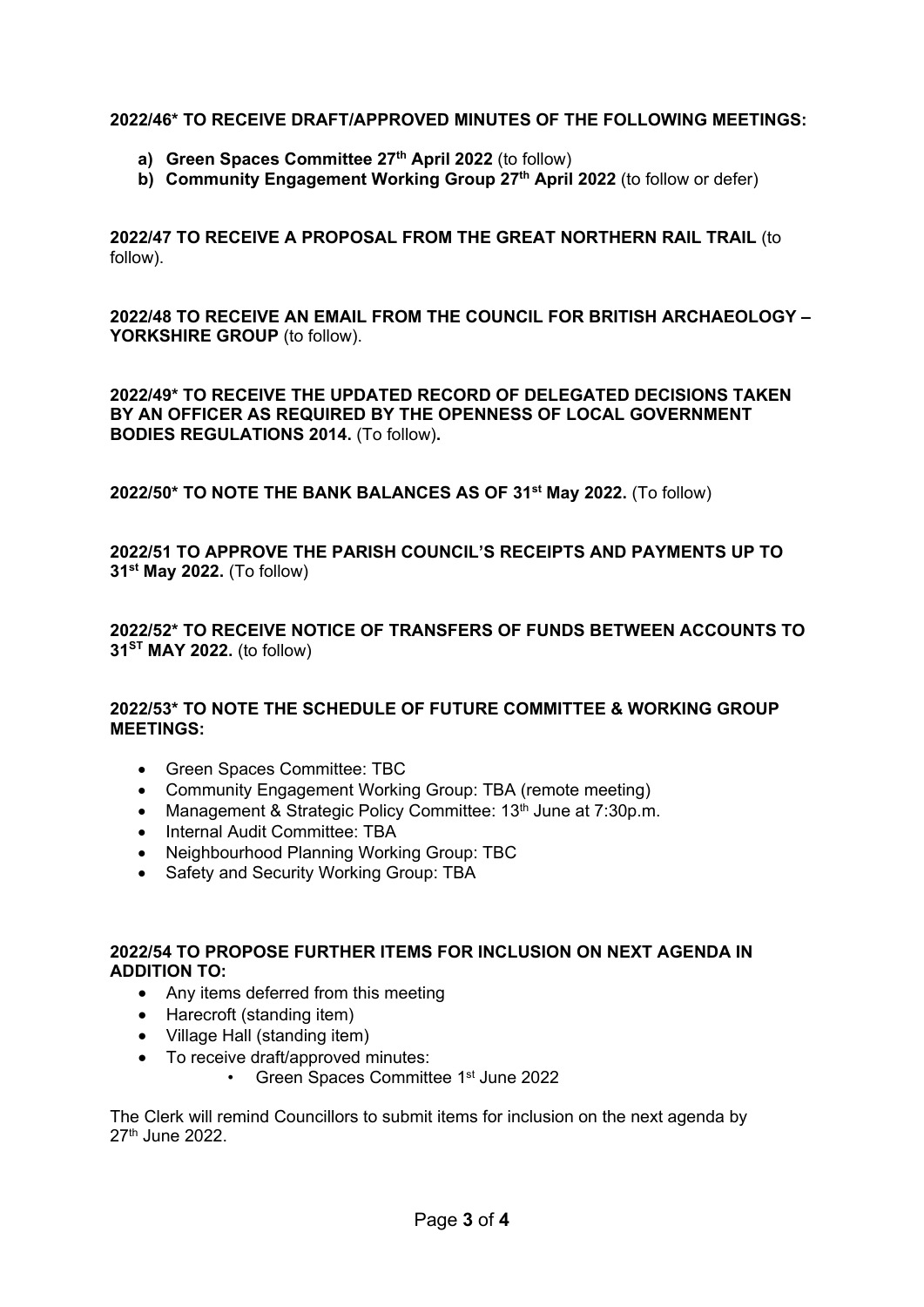**2022/46* TO RECEIVE DRAFT/APPROVED MINUTES OF THE FOLLOWING MEETINGS:**

a) **Green Spaces Committee 27th April 2022** (to follow)
b) **Community Engagement Working Group 27th April 2022** (to follow or defer)

**2022/47 TO RECEIVE A PROPOSAL FROM THE GREAT NORTHERN RAIL TRAIL** (to follow).

**2022/48 TO RECEIVE AN EMAIL FROM THE COUNCIL FOR BRITISH ARCHAEOLOGY – YORKSHIRE GROUP** (to follow).

**2022/49* TO RECEIVE THE UPDATED RECORD OF DELEGATED DECISIONS TAKEN BY AN OFFICER AS REQUIRED BY THE OPENNESS OF LOCAL GOVERNMENT BODIES REGULATIONS 2014.** (To follow)**.**

**2022/50* TO NOTE THE BANK BALANCES AS OF 31st May 2022.** (To follow)

**2022/51 TO APPROVE THE PARISH COUNCIL'S RECEIPTS AND PAYMENTS UP TO 31st May 2022.** (To follow)

**2022/52* TO RECEIVE NOTICE OF TRANSFERS OF FUNDS BETWEEN ACCOUNTS TO 31ST MAY 2022.** (to follow)

**2022/53* TO NOTE THE SCHEDULE OF FUTURE COMMITTEE & WORKING GROUP MEETINGS:**

- Green Spaces Committee: TBC
- Community Engagement Working Group: TBA (remote meeting)
- Management & Strategic Policy Committee: 13th June at 7:30p.m.
- Internal Audit Committee: TBA
- Neighbourhood Planning Working Group: TBC
- Safety and Security Working Group: TBA

**2022/54 TO PROPOSE FURTHER ITEMS FOR INCLUSION ON NEXT AGENDA IN ADDITION TO:**

- Any items deferred from this meeting
- Harecroft (standing item)
- Village Hall (standing item)
- To receive draft/approved minutes:
    - Green Spaces Committee 1st June 2022

The Clerk will remind Councillors to submit items for inclusion on the next agenda by 27th June 2022.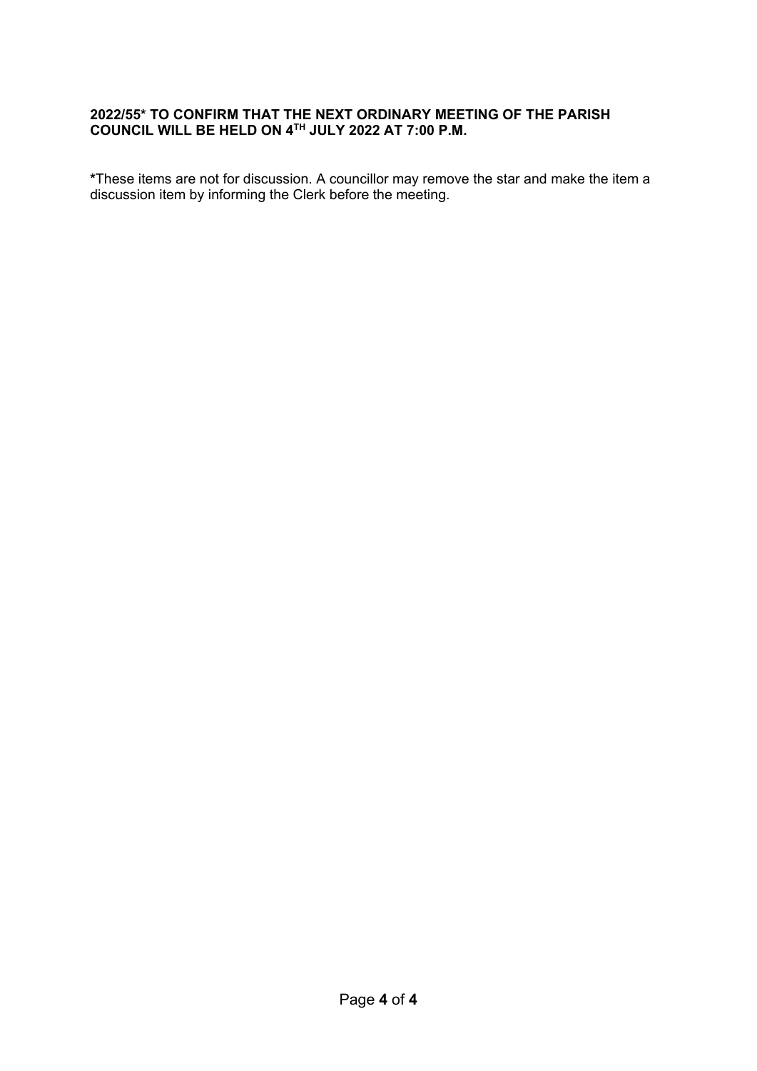**2022/55* TO CONFIRM THAT THE NEXT ORDINARY MEETING OF THE PARISH COUNCIL WILL BE HELD ON 4TH JULY 2022 AT 7:00 P.M.**

*These items are not for discussion. A councillor may remove the star and make the item a discussion item by informing the Clerk before the meeting.